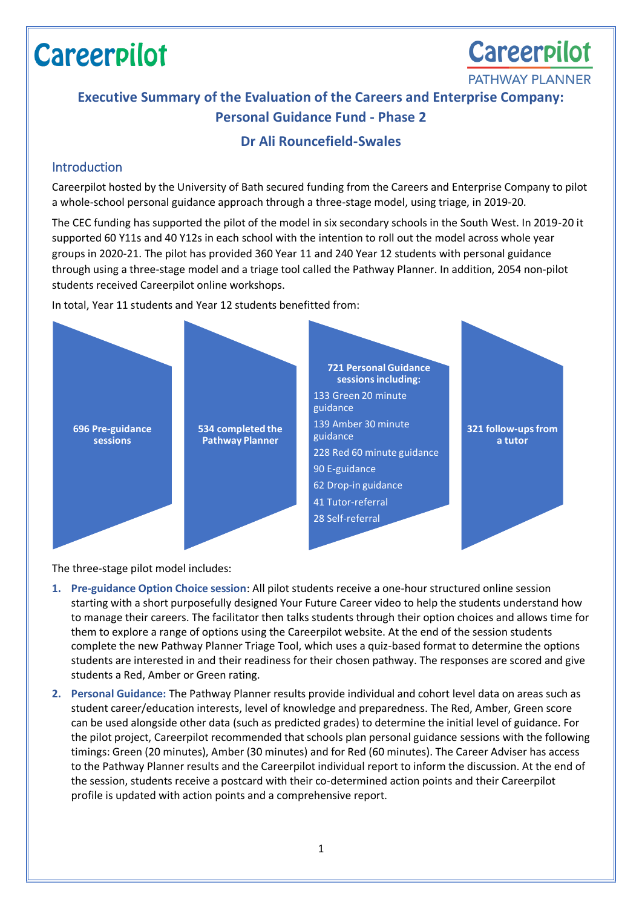# Executive Summary of the Evaluation of the Careers and Enterprise Company: Personal Guidance Fund - Phase 2

## Dr Ali Rouncefield-Swales

## Introduction

Careerpilot hosted by the University of Bath secured funding from the Careers and Enterprise Company to pilot a whole-school personal guidance approach through a three-stage model, using triage, in 2019-20.

The CEC funding has supported the pilot of the model in six secondary schools in the South West. In 2019-20 it supported 60 Y11s and 40 Y12s in each school with the intention to roll out the model across whole year groups in 2020-21. The pilot has provided 360 Year 11 and 240 Year 12 students with personal guidance through using a three-stage model and a triage tool called the Pathway Planner. In addition, 2054 non-pilot students received Careerpilot online workshops.

In total, Year 11 students and Year 12 students benefitted from:

**696 Pre-guidance sessions**

**534 completed the Pathway Planner**

**721 Personal Guidance sessions including:**
- 133 Green 20 minute guidance
- 139 Amber 30 minute guidance
- 228 Red 60 minute guidance
- 90 E-guidance
- 62 Drop-in guidance
- 41 Tutor-referral
- 28 Self-referral

**321 follow-ups from a tutor**

The three-stage pilot model includes:

1. **Pre-guidance Option Choice session**: All pilot students receive a one-hour structured online session starting with a short purposefully designed Your Future Career video to help the students understand how to manage their careers. The facilitator then talks students through their option choices and allows time for them to explore a range of options using the Careerpilot website. At the end of the session students complete the new Pathway Planner Triage Tool, which uses a quiz-based format to determine the options students are interested in and their readiness for their chosen pathway. The responses are scored and give students a Red, Amber or Green rating.
2. **Personal Guidance:** The Pathway Planner results provide individual and cohort level data on areas such as student career/education interests, level of knowledge and preparedness. The Red, Amber, Green score can be used alongside other data (such as predicted grades) to determine the initial level of guidance. For the pilot project, Careerpilot recommended that schools plan personal guidance sessions with the following timings: Green (20 minutes), Amber (30 minutes) and for Red (60 minutes). The Career Adviser has access to the Pathway Planner results and the Careerpilot individual report to inform the discussion. At the end of the session, students receive a postcard with their co-determined action points and their Careerpilot profile is updated with action points and a comprehensive report.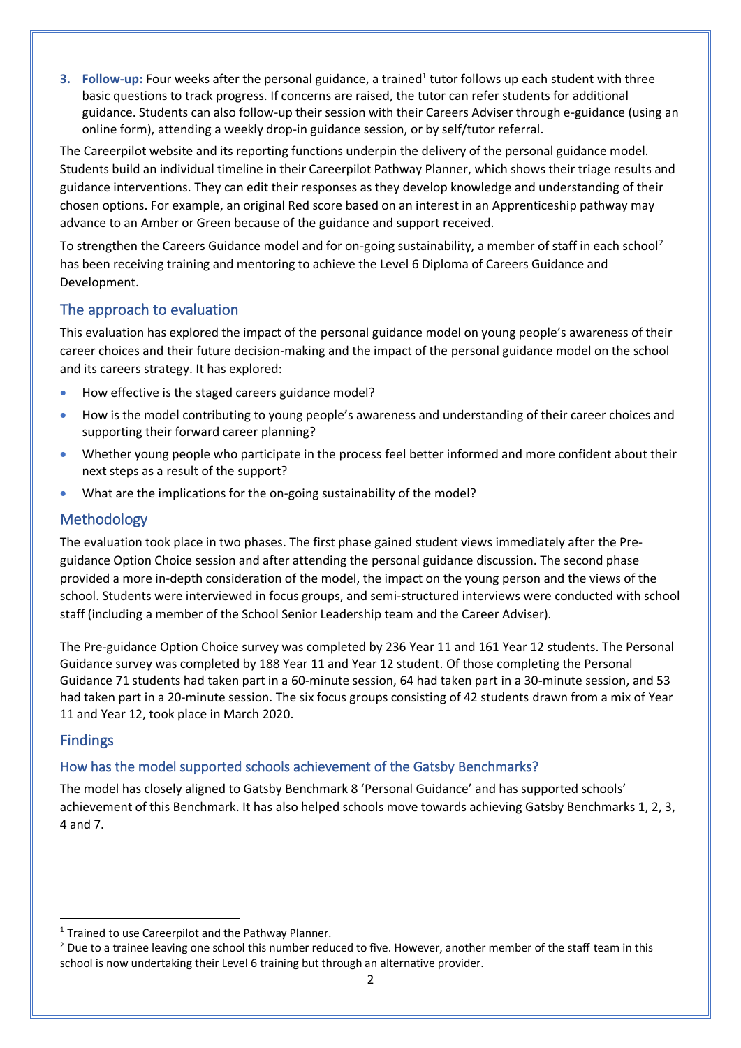3. **Follow-up:** Four weeks after the personal guidance, a trained[1] tutor follows up each student with three basic questions to track progress. If concerns are raised, the tutor can refer students for additional guidance. Students can also follow-up their session with their Careers Adviser through e-guidance (using an online form), attending a weekly drop-in guidance session, or by self/tutor referral.

The Careerpilot website and its reporting functions underpin the delivery of the personal guidance model. Students build an individual timeline in their Careerpilot Pathway Planner, which shows their triage results and guidance interventions. They can edit their responses as they develop knowledge and understanding of their chosen options. For example, an original Red score based on an interest in an Apprenticeship pathway may advance to an Amber or Green because of the guidance and support received.

To strengthen the Careers Guidance model and for on-going sustainability, a member of staff in each school[2] has been receiving training and mentoring to achieve the Level 6 Diploma of Careers Guidance and Development.

## The approach to evaluation

This evaluation has explored the impact of the personal guidance model on young people's awareness of their career choices and their future decision-making and the impact of the personal guidance model on the school and its careers strategy. It has explored:

- How effective is the staged careers guidance model?
- How is the model contributing to young people's awareness and understanding of their career choices and supporting their forward career planning?
- Whether young people who participate in the process feel better informed and more confident about their next steps as a result of the support?
- What are the implications for the on-going sustainability of the model?

## Methodology

The evaluation took place in two phases. The first phase gained student views immediately after the Pre-guidance Option Choice session and after attending the personal guidance discussion. The second phase provided a more in-depth consideration of the model, the impact on the young person and the views of the school. Students were interviewed in focus groups, and semi-structured interviews were conducted with school staff (including a member of the School Senior Leadership team and the Career Adviser).

The Pre-guidance Option Choice survey was completed by 236 Year 11 and 161 Year 12 students. The Personal Guidance survey was completed by 188 Year 11 and Year 12 student. Of those completing the Personal Guidance 71 students had taken part in a 60-minute session, 64 had taken part in a 30-minute session, and 53 had taken part in a 20-minute session. The six focus groups consisting of 42 students drawn from a mix of Year 11 and Year 12, took place in March 2020.

## Findings

### How has the model supported schools achievement of the Gatsby Benchmarks?

The model has closely aligned to Gatsby Benchmark 8 'Personal Guidance' and has supported schools' achievement of this Benchmark. It has also helped schools move towards achieving Gatsby Benchmarks 1, 2, 3, 4 and 7.

---

[1] Trained to use Careerpilot and the Pathway Planner.

[2] Due to a trainee leaving one school this number reduced to five. However, another member of the staff team in this school is now undertaking their Level 6 training but through an alternative provider.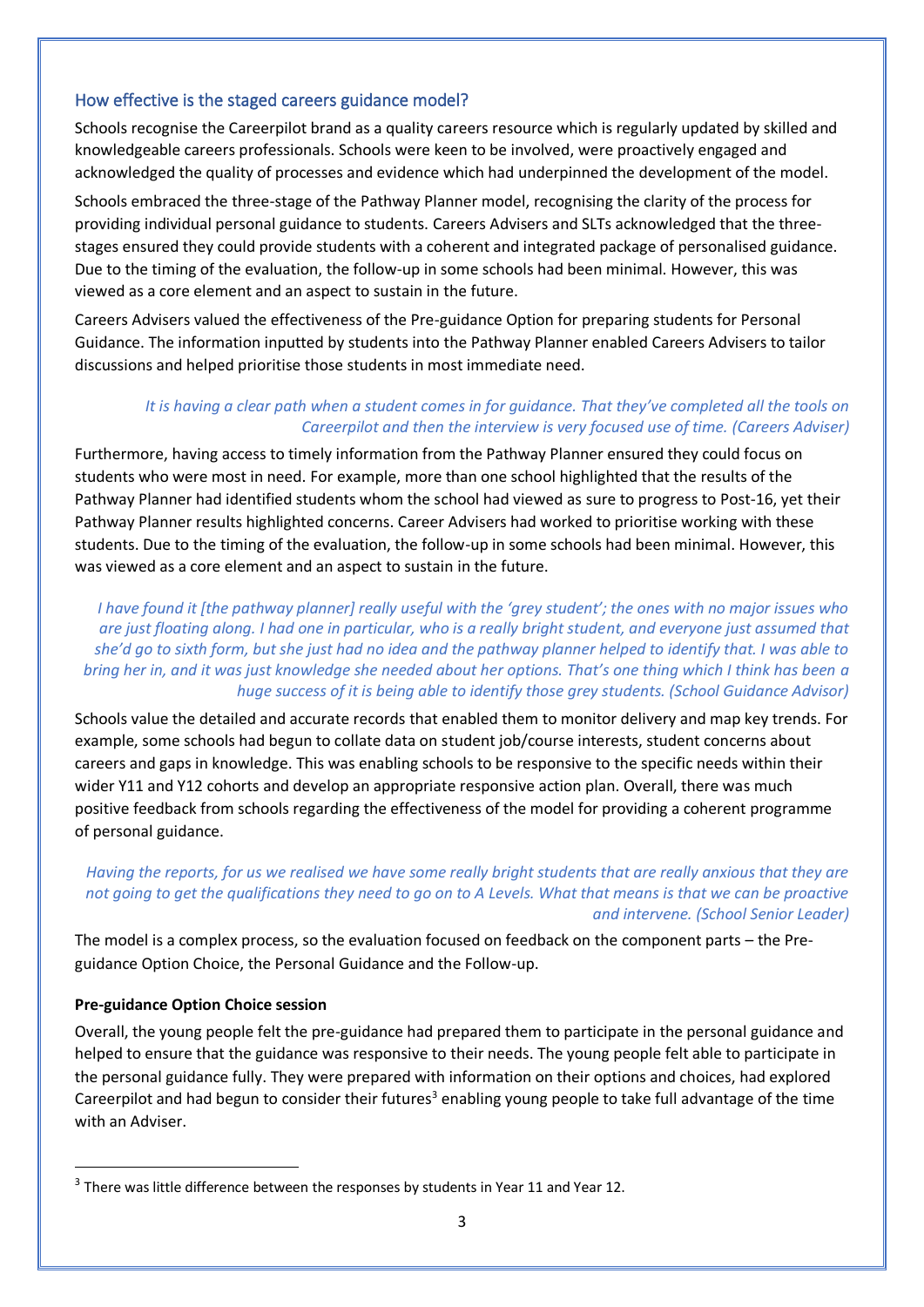## How effective is the staged careers guidance model?

Schools recognise the Careerpilot brand as a quality careers resource which is regularly updated by skilled and knowledgeable careers professionals. Schools were keen to be involved, were proactively engaged and acknowledged the quality of processes and evidence which had underpinned the development of the model.

Schools embraced the three-stage of the Pathway Planner model, recognising the clarity of the process for providing individual personal guidance to students. Careers Advisers and SLTs acknowledged that the three-stages ensured they could provide students with a coherent and integrated package of personalised guidance. Due to the timing of the evaluation, the follow-up in some schools had been minimal. However, this was viewed as a core element and an aspect to sustain in the future.

Careers Advisers valued the effectiveness of the Pre-guidance Option for preparing students for Personal Guidance. The information inputted by students into the Pathway Planner enabled Careers Advisers to tailor discussions and helped prioritise those students in most immediate need.

> *It is having a clear path when a student comes in for guidance. That they've completed all the tools on Careerpilot and then the interview is very focused use of time. (Careers Adviser)*

Furthermore, having access to timely information from the Pathway Planner ensured they could focus on students who were most in need. For example, more than one school highlighted that the results of the Pathway Planner had identified students whom the school had viewed as sure to progress to Post-16, yet their Pathway Planner results highlighted concerns. Career Advisers had worked to prioritise working with these students. Due to the timing of the evaluation, the follow-up in some schools had been minimal. However, this was viewed as a core element and an aspect to sustain in the future.

> *I have found it [the pathway planner] really useful with the 'grey student'; the ones with no major issues who are just floating along. I had one in particular, who is a really bright student, and everyone just assumed that she'd go to sixth form, but she just had no idea and the pathway planner helped to identify that. I was able to bring her in, and it was just knowledge she needed about her options. That's one thing which I think has been a huge success of it is being able to identify those grey students. (School Guidance Advisor)*

Schools value the detailed and accurate records that enabled them to monitor delivery and map key trends. For example, some schools had begun to collate data on student job/course interests, student concerns about careers and gaps in knowledge. This was enabling schools to be responsive to the specific needs within their wider Y11 and Y12 cohorts and develop an appropriate responsive action plan. Overall, there was much positive feedback from schools regarding the effectiveness of the model for providing a coherent programme of personal guidance.

> *Having the reports, for us we realised we have some really bright students that are really anxious that they are not going to get the qualifications they need to go on to A Levels. What that means is that we can be proactive and intervene. (School Senior Leader)*

The model is a complex process, so the evaluation focused on feedback on the component parts – the Pre-guidance Option Choice, the Personal Guidance and the Follow-up.

**Pre-guidance Option Choice session**

Overall, the young people felt the pre-guidance had prepared them to participate in the personal guidance and helped to ensure that the guidance was responsive to their needs. The young people felt able to participate in the personal guidance fully. They were prepared with information on their options and choices, had explored Careerpilot and had begun to consider their futures[3] enabling young people to take full advantage of the time with an Adviser.

[3] There was little difference between the responses by students in Year 11 and Year 12.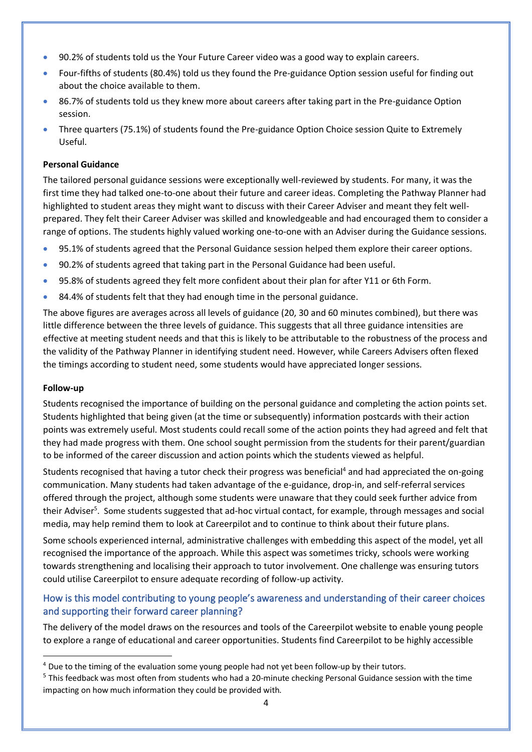- 90.2% of students told us the Your Future Career video was a good way to explain careers.
- Four-fifths of students (80.4%) told us they found the Pre-guidance Option session useful for finding out about the choice available to them.
- 86.7% of students told us they knew more about careers after taking part in the Pre-guidance Option session.
- Three quarters (75.1%) of students found the Pre-guidance Option Choice session Quite to Extremely Useful.

**Personal Guidance**

The tailored personal guidance sessions were exceptionally well-reviewed by students. For many, it was the first time they had talked one-to-one about their future and career ideas. Completing the Pathway Planner had highlighted to student areas they might want to discuss with their Career Adviser and meant they felt well-prepared. They felt their Career Adviser was skilled and knowledgeable and had encouraged them to consider a range of options. The students highly valued working one-to-one with an Adviser during the Guidance sessions.

- 95.1% of students agreed that the Personal Guidance session helped them explore their career options.
- 90.2% of students agreed that taking part in the Personal Guidance had been useful.
- 95.8% of students agreed they felt more confident about their plan for after Y11 or 6th Form.
- 84.4% of students felt that they had enough time in the personal guidance.

The above figures are averages across all levels of guidance (20, 30 and 60 minutes combined), but there was little difference between the three levels of guidance. This suggests that all three guidance intensities are effective at meeting student needs and that this is likely to be attributable to the robustness of the process and the validity of the Pathway Planner in identifying student need. However, while Careers Advisers often flexed the timings according to student need, some students would have appreciated longer sessions.

**Follow-up**

Students recognised the importance of building on the personal guidance and completing the action points set. Students highlighted that being given (at the time or subsequently) information postcards with their action points was extremely useful. Most students could recall some of the action points they had agreed and felt that they had made progress with them. One school sought permission from the students for their parent/guardian to be informed of the career discussion and action points which the students viewed as helpful.

Students recognised that having a tutor check their progress was beneficial[4] and had appreciated the on-going communication. Many students had taken advantage of the e-guidance, drop-in, and self-referral services offered through the project, although some students were unaware that they could seek further advice from their Adviser[5]. Some students suggested that ad-hoc virtual contact, for example, through messages and social media, may help remind them to look at Careerpilot and to continue to think about their future plans.

Some schools experienced internal, administrative challenges with embedding this aspect of the model, yet all recognised the importance of the approach. While this aspect was sometimes tricky, schools were working towards strengthening and localising their approach to tutor involvement. One challenge was ensuring tutors could utilise Careerpilot to ensure adequate recording of follow-up activity.

## How is this model contributing to young people's awareness and understanding of their career choices and supporting their forward career planning?

The delivery of the model draws on the resources and tools of the Careerpilot website to enable young people to explore a range of educational and career opportunities. Students find Careerpilot to be highly accessible

[4] Due to the timing of the evaluation some young people had not yet been follow-up by their tutors.

[5] This feedback was most often from students who had a 20-minute checking Personal Guidance session with the time impacting on how much information they could be provided with.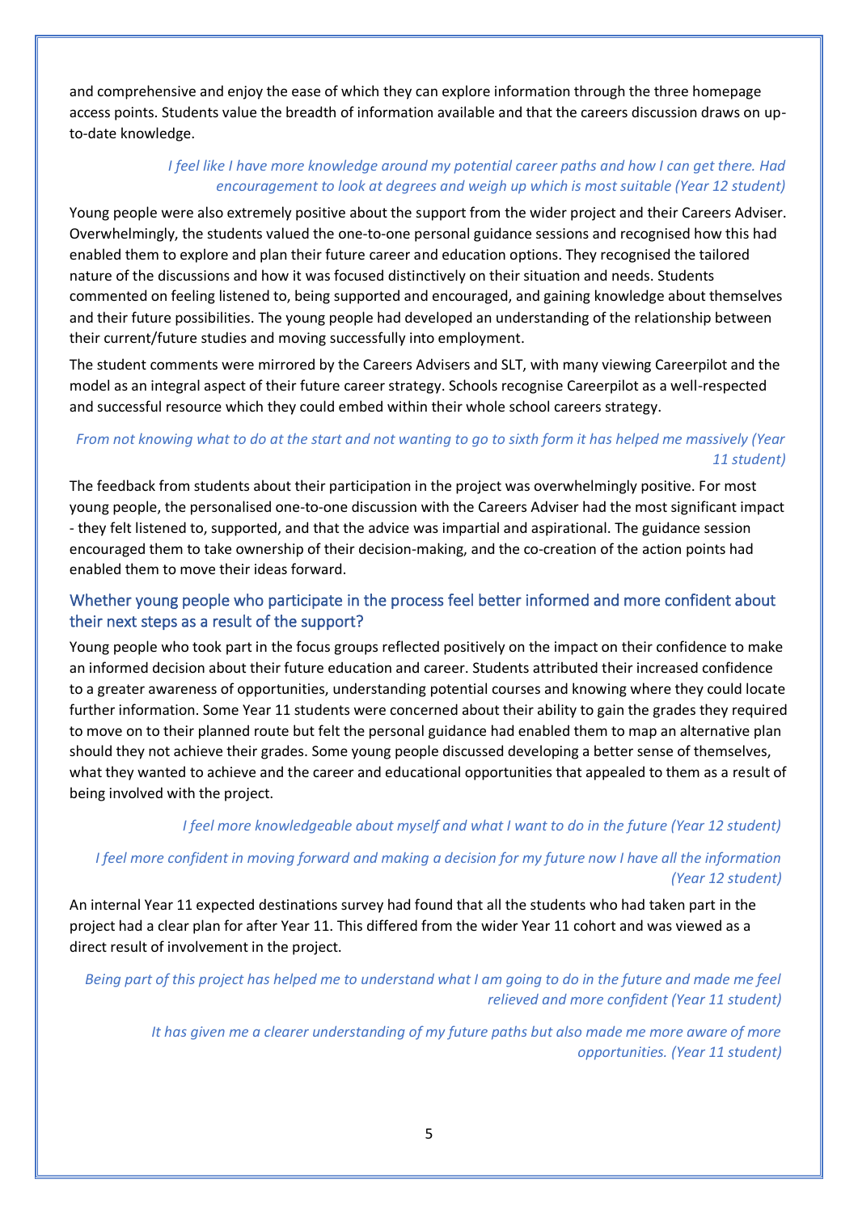and comprehensive and enjoy the ease of which they can explore information through the three homepage access points. Students value the breadth of information available and that the careers discussion draws on up-to-date knowledge.

*I feel like I have more knowledge around my potential career paths and how I can get there. Had encouragement to look at degrees and weigh up which is most suitable (Year 12 student)*

Young people were also extremely positive about the support from the wider project and their Careers Adviser. Overwhelmingly, the students valued the one-to-one personal guidance sessions and recognised how this had enabled them to explore and plan their future career and education options. They recognised the tailored nature of the discussions and how it was focused distinctively on their situation and needs. Students commented on feeling listened to, being supported and encouraged, and gaining knowledge about themselves and their future possibilities. The young people had developed an understanding of the relationship between their current/future studies and moving successfully into employment.

The student comments were mirrored by the Careers Advisers and SLT, with many viewing Careerpilot and the model as an integral aspect of their future career strategy. Schools recognise Careerpilot as a well-respected and successful resource which they could embed within their whole school careers strategy.

*From not knowing what to do at the start and not wanting to go to sixth form it has helped me massively (Year 11 student)*

The feedback from students about their participation in the project was overwhelmingly positive. For most young people, the personalised one-to-one discussion with the Careers Adviser had the most significant impact - they felt listened to, supported, and that the advice was impartial and aspirational. The guidance session encouraged them to take ownership of their decision-making, and the co-creation of the action points had enabled them to move their ideas forward.

## Whether young people who participate in the process feel better informed and more confident about their next steps as a result of the support?

Young people who took part in the focus groups reflected positively on the impact on their confidence to make an informed decision about their future education and career. Students attributed their increased confidence to a greater awareness of opportunities, understanding potential courses and knowing where they could locate further information. Some Year 11 students were concerned about their ability to gain the grades they required to move on to their planned route but felt the personal guidance had enabled them to map an alternative plan should they not achieve their grades. Some young people discussed developing a better sense of themselves, what they wanted to achieve and the career and educational opportunities that appealed to them as a result of being involved with the project.

*I feel more knowledgeable about myself and what I want to do in the future (Year 12 student)*

*I feel more confident in moving forward and making a decision for my future now I have all the information (Year 12 student)*

An internal Year 11 expected destinations survey had found that all the students who had taken part in the project had a clear plan for after Year 11. This differed from the wider Year 11 cohort and was viewed as a direct result of involvement in the project.

*Being part of this project has helped me to understand what I am going to do in the future and made me feel relieved and more confident (Year 11 student)*

*It has given me a clearer understanding of my future paths but also made me more aware of more opportunities. (Year 11 student)*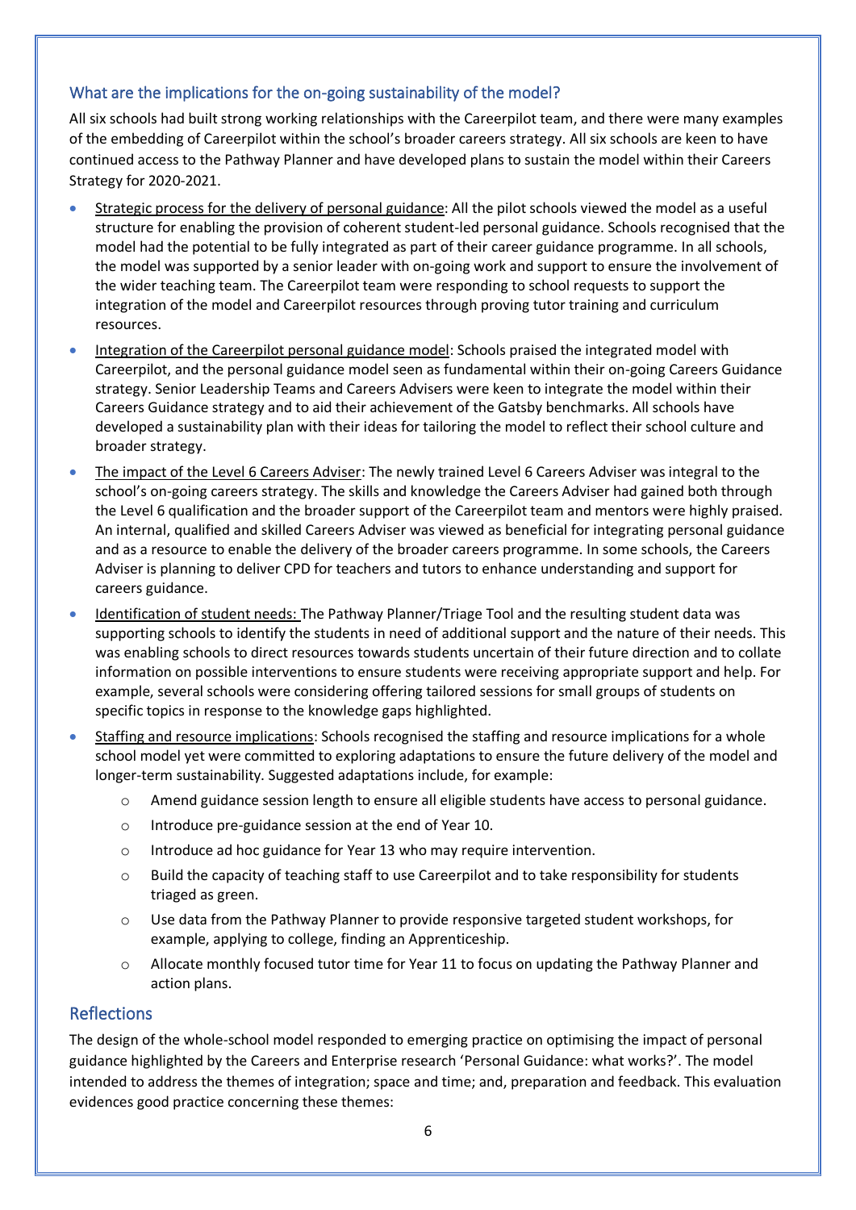### What are the implications for the on-going sustainability of the model?

All six schools had built strong working relationships with the Careerpilot team, and there were many examples of the embedding of Careerpilot within the school's broader careers strategy. All six schools are keen to have continued access to the Pathway Planner and have developed plans to sustain the model within their Careers Strategy for 2020-2021.

- Strategic process for the delivery of personal guidance: All the pilot schools viewed the model as a useful structure for enabling the provision of coherent student-led personal guidance. Schools recognised that the model had the potential to be fully integrated as part of their career guidance programme. In all schools, the model was supported by a senior leader with on-going work and support to ensure the involvement of the wider teaching team. The Careerpilot team were responding to school requests to support the integration of the model and Careerpilot resources through proving tutor training and curriculum resources.
- Integration of the Careerpilot personal guidance model: Schools praised the integrated model with Careerpilot, and the personal guidance model seen as fundamental within their on-going Careers Guidance strategy. Senior Leadership Teams and Careers Advisers were keen to integrate the model within their Careers Guidance strategy and to aid their achievement of the Gatsby benchmarks. All schools have developed a sustainability plan with their ideas for tailoring the model to reflect their school culture and broader strategy.
- The impact of the Level 6 Careers Adviser: The newly trained Level 6 Careers Adviser was integral to the school's on-going careers strategy. The skills and knowledge the Careers Adviser had gained both through the Level 6 qualification and the broader support of the Careerpilot team and mentors were highly praised. An internal, qualified and skilled Careers Adviser was viewed as beneficial for integrating personal guidance and as a resource to enable the delivery of the broader careers programme. In some schools, the Careers Adviser is planning to deliver CPD for teachers and tutors to enhance understanding and support for careers guidance.
- Identification of student needs: The Pathway Planner/Triage Tool and the resulting student data was supporting schools to identify the students in need of additional support and the nature of their needs. This was enabling schools to direct resources towards students uncertain of their future direction and to collate information on possible interventions to ensure students were receiving appropriate support and help. For example, several schools were considering offering tailored sessions for small groups of students on specific topics in response to the knowledge gaps highlighted.
- Staffing and resource implications: Schools recognised the staffing and resource implications for a whole school model yet were committed to exploring adaptations to ensure the future delivery of the model and longer-term sustainability. Suggested adaptations include, for example:
  - Amend guidance session length to ensure all eligible students have access to personal guidance.
  - Introduce pre-guidance session at the end of Year 10.
  - Introduce ad hoc guidance for Year 13 who may require intervention.
  - Build the capacity of teaching staff to use Careerpilot and to take responsibility for students triaged as green.
  - Use data from the Pathway Planner to provide responsive targeted student workshops, for example, applying to college, finding an Apprenticeship.
  - Allocate monthly focused tutor time for Year 11 to focus on updating the Pathway Planner and action plans.

## Reflections

The design of the whole-school model responded to emerging practice on optimising the impact of personal guidance highlighted by the Careers and Enterprise research 'Personal Guidance: what works?'. The model intended to address the themes of integration; space and time; and, preparation and feedback. This evaluation evidences good practice concerning these themes: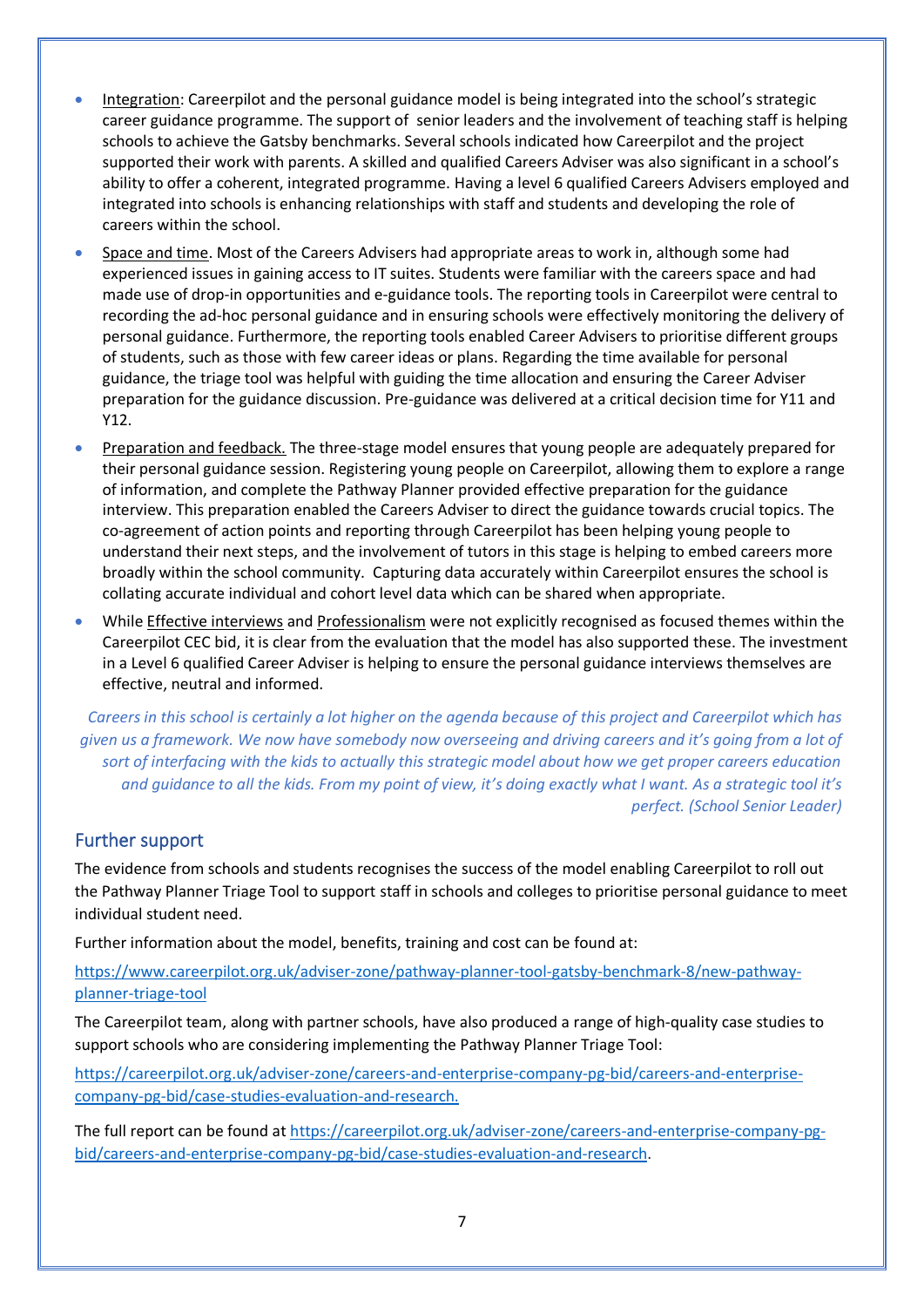- Integration: Careerpilot and the personal guidance model is being integrated into the school's strategic career guidance programme. The support of senior leaders and the involvement of teaching staff is helping schools to achieve the Gatsby benchmarks. Several schools indicated how Careerpilot and the project supported their work with parents. A skilled and qualified Careers Adviser was also significant in a school's ability to offer a coherent, integrated programme. Having a level 6 qualified Careers Advisers employed and integrated into schools is enhancing relationships with staff and students and developing the role of careers within the school.
- Space and time. Most of the Careers Advisers had appropriate areas to work in, although some had experienced issues in gaining access to IT suites. Students were familiar with the careers space and had made use of drop-in opportunities and e-guidance tools. The reporting tools in Careerpilot were central to recording the ad-hoc personal guidance and in ensuring schools were effectively monitoring the delivery of personal guidance. Furthermore, the reporting tools enabled Career Advisers to prioritise different groups of students, such as those with few career ideas or plans. Regarding the time available for personal guidance, the triage tool was helpful with guiding the time allocation and ensuring the Career Adviser preparation for the guidance discussion. Pre-guidance was delivered at a critical decision time for Y11 and Y12.
- Preparation and feedback. The three-stage model ensures that young people are adequately prepared for their personal guidance session. Registering young people on Careerpilot, allowing them to explore a range of information, and complete the Pathway Planner provided effective preparation for the guidance interview. This preparation enabled the Careers Adviser to direct the guidance towards crucial topics. The co-agreement of action points and reporting through Careerpilot has been helping young people to understand their next steps, and the involvement of tutors in this stage is helping to embed careers more broadly within the school community. Capturing data accurately within Careerpilot ensures the school is collating accurate individual and cohort level data which can be shared when appropriate.
- While Effective interviews and Professionalism were not explicitly recognised as focused themes within the Careerpilot CEC bid, it is clear from the evaluation that the model has also supported these. The investment in a Level 6 qualified Career Adviser is helping to ensure the personal guidance interviews themselves are effective, neutral and informed.

*Careers in this school is certainly a lot higher on the agenda because of this project and Careerpilot which has given us a framework. We now have somebody now overseeing and driving careers and it's going from a lot of sort of interfacing with the kids to actually this strategic model about how we get proper careers education and guidance to all the kids. From my point of view, it's doing exactly what I want. As a strategic tool it's perfect. (School Senior Leader)*

## Further support

The evidence from schools and students recognises the success of the model enabling Careerpilot to roll out the Pathway Planner Triage Tool to support staff in schools and colleges to prioritise personal guidance to meet individual student need.

Further information about the model, benefits, training and cost can be found at:

https://www.careerpilot.org.uk/adviser-zone/pathway-planner-tool-gatsby-benchmark-8/new-pathway-planner-triage-tool

The Careerpilot team, along with partner schools, have also produced a range of high-quality case studies to support schools who are considering implementing the Pathway Planner Triage Tool:

https://careerpilot.org.uk/adviser-zone/careers-and-enterprise-company-pg-bid/careers-and-enterprise-company-pg-bid/case-studies-evaluation-and-research.

The full report can be found at https://careerpilot.org.uk/adviser-zone/careers-and-enterprise-company-pg-bid/careers-and-enterprise-company-pg-bid/case-studies-evaluation-and-research.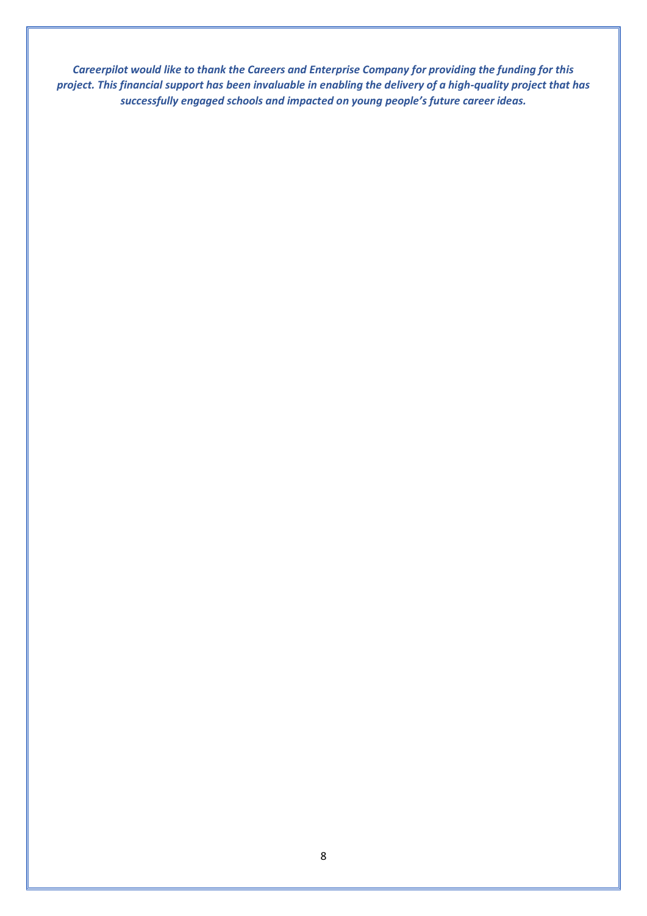***Careerpilot would like to thank the Careers and Enterprise Company for providing the funding for this project. This financial support has been invaluable in enabling the delivery of a high-quality project that has successfully engaged schools and impacted on young people's future career ideas.***